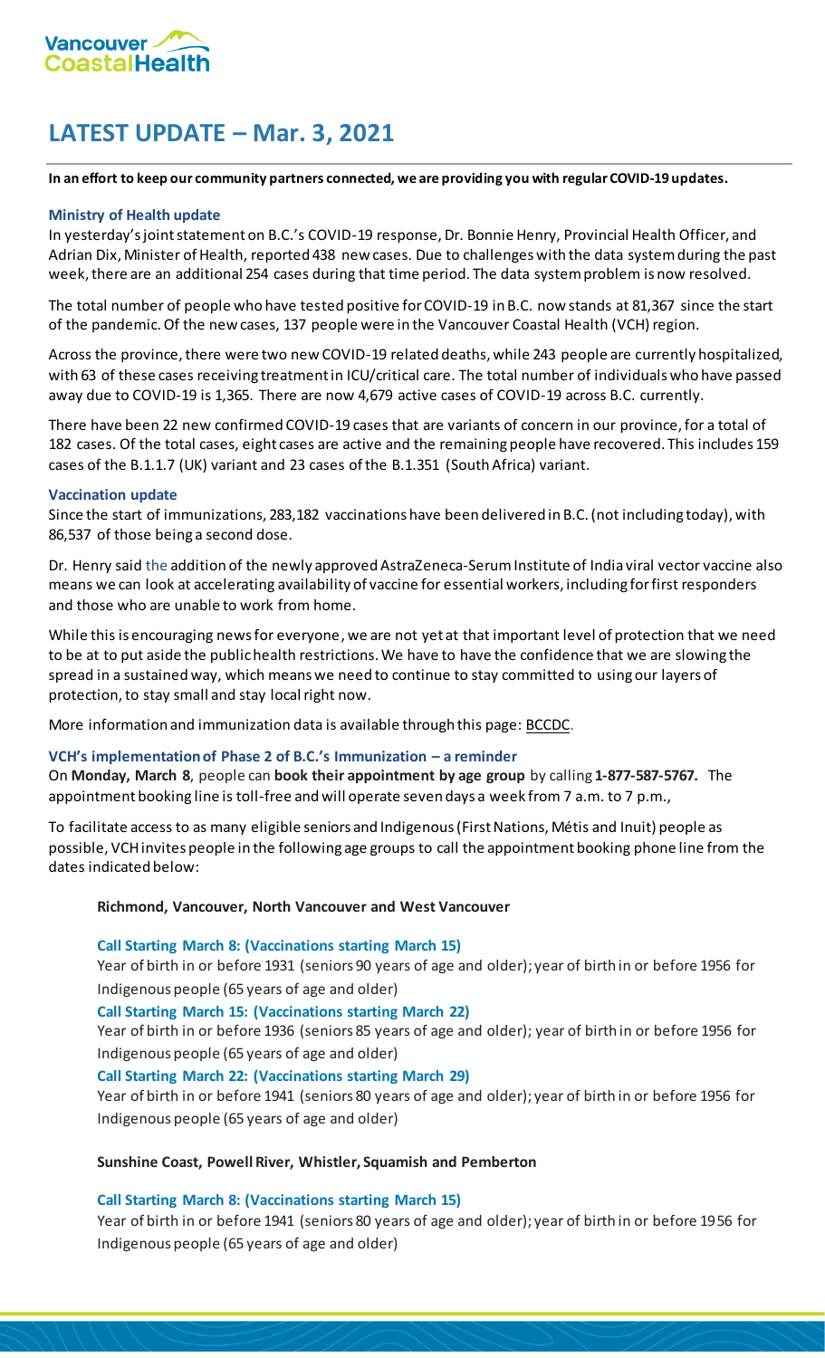Vancouver CoastalHealth

# LATEST UPDATE – Mar. 3, 2021

**In an effort to keep our community partners connected, we are providing you with regular COVID-19 updates.**

### Ministry of Health update

In yesterday's joint statement on B.C.'s COVID-19 response, Dr. Bonnie Henry, Provincial Health Officer, and Adrian Dix, Minister of Health, reported 438 new cases. Due to challenges with the data system during the past week, there are an additional 254 cases during that time period. The data system problem is now resolved.

The total number of people who have tested positive for COVID-19 in B.C. now stands at 81,367 since the start of the pandemic. Of the new cases, 137 people were in the Vancouver Coastal Health (VCH) region.

Across the province, there were two new COVID-19 related deaths, while 243 people are currently hospitalized, with 63 of these cases receiving treatment in ICU/critical care. The total number of individuals who have passed away due to COVID-19 is 1,365. There are now 4,679 active cases of COVID-19 across B.C. currently.

There have been 22 new confirmed COVID-19 cases that are variants of concern in our province, for a total of 182 cases. Of the total cases, eight cases are active and the remaining people have recovered. This includes 159 cases of the B.1.1.7 (UK) variant and 23 cases of the B.1.351 (South Africa) variant.

### Vaccination update

Since the start of immunizations, 283,182 vaccinations have been delivered in B.C. (not including today), with 86,537 of those being a second dose.

Dr. Henry said the addition of the newly approved AstraZeneca-Serum Institute of India viral vector vaccine also means we can look at accelerating availability of vaccine for essential workers, including for first responders and those who are unable to work from home.

While this is encouraging news for everyone, we are not yet at that important level of protection that we need to be at to put aside the public health restrictions. We have to have the confidence that we are slowing the spread in a sustained way, which means we need to continue to stay committed to using our layers of protection, to stay small and stay local right now.

More information and immunization data is available through this page: BCCDC.

### VCH's implementation of Phase 2 of B.C.'s Immunization – a reminder

On **Monday, March 8**, people can **book their appointment by age group** by calling **1-877-587-5767.** The appointment booking line is toll-free and will operate seven days a week from 7 a.m. to 7 p.m.,

To facilitate access to as many eligible seniors and Indigenous (First Nations, Métis and Inuit) people as possible, VCH invites people in the following age groups to call the appointment booking phone line from the dates indicated below:

**Richmond, Vancouver, North Vancouver and West Vancouver**

**Call Starting March 8: (Vaccinations starting March 15)**
Year of birth in or before 1931 (seniors 90 years of age and older); year of birth in or before 1956 for Indigenous people (65 years of age and older)

**Call Starting March 15: (Vaccinations starting March 22)**
Year of birth in or before 1936 (seniors 85 years of age and older); year of birth in or before 1956 for Indigenous people (65 years of age and older)

**Call Starting March 22: (Vaccinations starting March 29)**
Year of birth in or before 1941 (seniors 80 years of age and older); year of birth in or before 1956 for Indigenous people (65 years of age and older)

**Sunshine Coast, Powell River, Whistler, Squamish and Pemberton**

**Call Starting March 8: (Vaccinations starting March 15)**
Year of birth in or before 1941 (seniors 80 years of age and older); year of birth in or before 1956 for Indigenous people (65 years of age and older)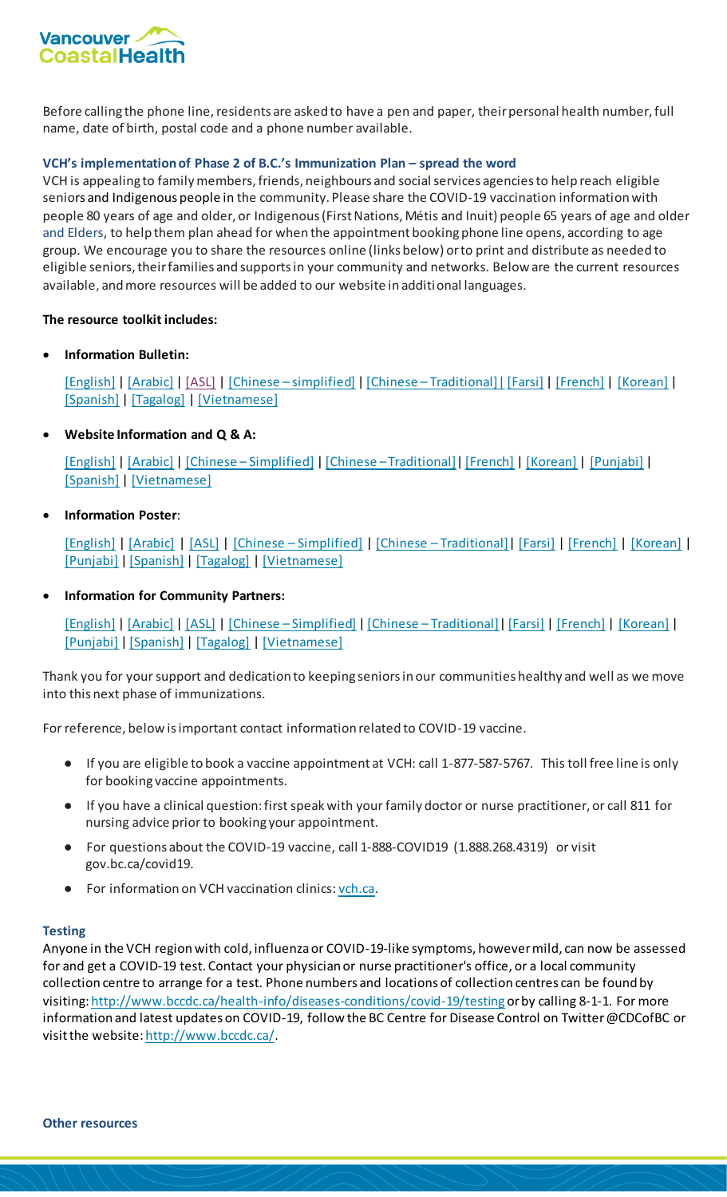Before calling the phone line, residents are asked to have a pen and paper, their personal health number, full name, date of birth, postal code and a phone number available.

### VCH's implementation of Phase 2 of B.C.'s Immunization Plan – spread the word

VCH is appealing to family members, friends, neighbours and social services agencies to help reach eligible seniors and Indigenous people in the community. Please share the COVID-19 vaccination information with people 80 years of age and older, or Indigenous (First Nations, Métis and Inuit) people 65 years of age and older and Elders, to help them plan ahead for when the appointment booking phone line opens, according to age group. We encourage you to share the resources online (links below) or to print and distribute as needed to eligible seniors, their families and supports in your community and networks. Below are the current resources available, and more resources will be added to our website in additional languages.

**The resource toolkit includes:**

- **Information Bulletin:**

  [English] | [Arabic] | [ASL] | [Chinese – simplified] | [Chinese – Traditional] | [Farsi] | [French] | [Korean] | [Spanish] | [Tagalog] | [Vietnamese]

- **Website Information and Q & A:**

  [English] | [Arabic] | [Chinese – Simplified] | [Chinese – Traditional] | [French] | [Korean] | [Punjabi] | [Spanish] | [Vietnamese]

- **Information Poster**:

  [English] | [Arabic] | [ASL] | [Chinese – Simplified] | [Chinese – Traditional] | [Farsi] | [French] | [Korean] | [Punjabi] | [Spanish] | [Tagalog] | [Vietnamese]

- **Information for Community Partners:**

  [English] | [Arabic] | [ASL] | [Chinese – Simplified] | [Chinese – Traditional] | [Farsi] | [French] | [Korean] | [Punjabi] | [Spanish] | [Tagalog] | [Vietnamese]

Thank you for your support and dedication to keeping seniors in our communities healthy and well as we move into this next phase of immunizations.

For reference, below is important contact information related to COVID-19 vaccine.

- If you are eligible to book a vaccine appointment at VCH: call 1-877-587-5767. This toll free line is only for booking vaccine appointments.
- If you have a clinical question: first speak with your family doctor or nurse practitioner, or call 811 for nursing advice prior to booking your appointment.
- For questions about the COVID-19 vaccine, call 1-888-COVID19 (1.888.268.4319) or visit gov.bc.ca/covid19.
- For information on VCH vaccination clinics: vch.ca.

### Testing

Anyone in the VCH region with cold, influenza or COVID-19-like symptoms, however mild, can now be assessed for and get a COVID-19 test. Contact your physician or nurse practitioner's office, or a local community collection centre to arrange for a test. Phone numbers and locations of collection centres can be found by visiting: http://www.bccdc.ca/health-info/diseases-conditions/covid-19/testing or by calling 8-1-1. For more information and latest updates on COVID-19, follow the BC Centre for Disease Control on Twitter @CDCofBC or visit the website: http://www.bccdc.ca/.

### Other resources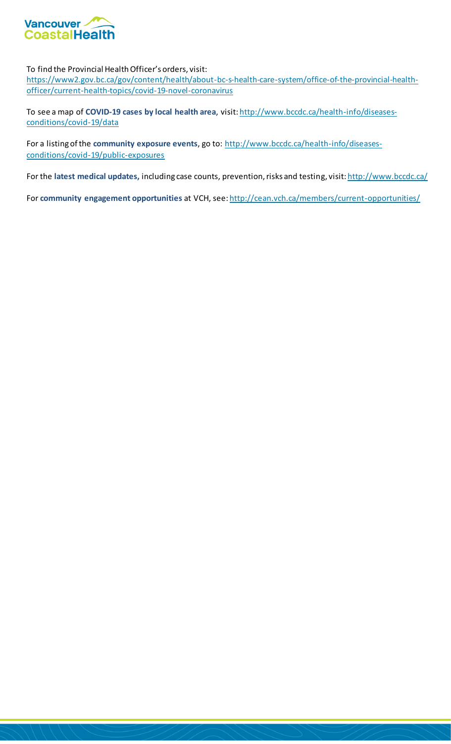To find the Provincial Health Officer's orders, visit: https://www2.gov.bc.ca/gov/content/health/about-bc-s-health-care-system/office-of-the-provincial-health-officer/current-health-topics/covid-19-novel-coronavirus

To see a map of **COVID-19 cases by local health area**, visit: http://www.bccdc.ca/health-info/diseases-conditions/covid-19/data

For a listing of the **community exposure events**, go to: http://www.bccdc.ca/health-info/diseases-conditions/covid-19/public-exposures

For the **latest medical updates,** including case counts, prevention, risks and testing, visit: http://www.bccdc.ca/

For **community engagement opportunities** at VCH, see: http://cean.vch.ca/members/current-opportunities/